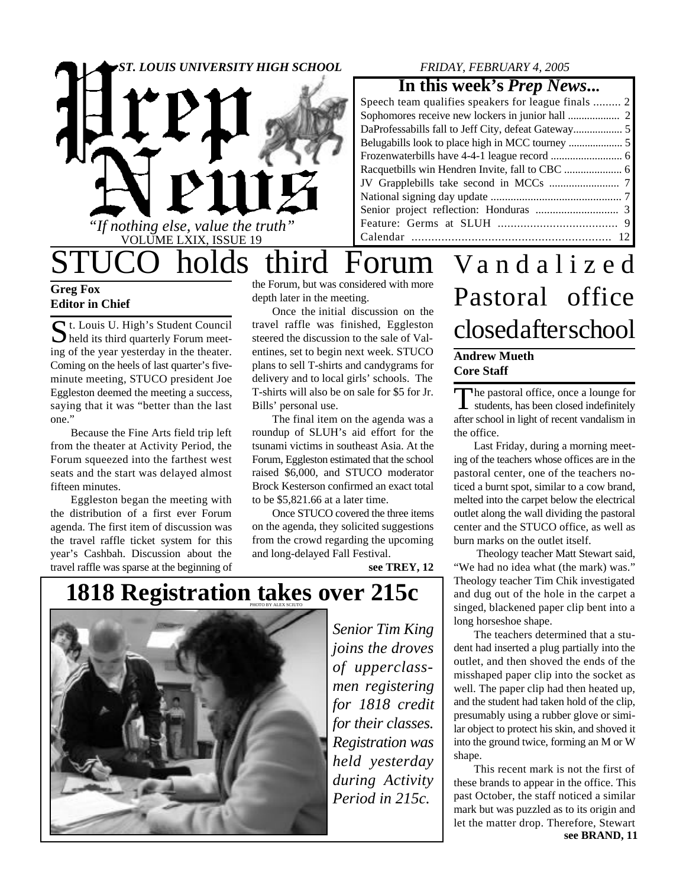# Prep News

*ST. LOUIS UNIVERSITY HIGH SCHOOL*

*FRIDAY, FEBRUARY 4, 2005*

*"If nothing else, value the truth"*

VOLUME LXIX, ISSUE 19

## In this week's *Prep News...*

- Speech team qualifies speakers for league finals ......... 2
- Sophomores receive new lockers in junior hall ................... 2
- DaProfessabills fall to Jeff City, defeat Gateway.................. 5
- Belugabills look to place high in MCC tourney .................... 5
- Frozenwaterbills have 4-4-1 league record .......................... 6
- Racquetbills win Hendren Invite, fall to CBC ..................... 6
- JV Grapplebills take second in MCCs ......................... 7
- National signing day update ............................................. 7
- Senior project reflection: Honduras ............................. 3
- Feature: Germs at SLUH ..................................... 9
- Calendar ............................................................. 12

# STUCO holds third Forum

**Greg Fox**
**Editor in Chief**

St. Louis U. High's Student Council held its third quarterly Forum meeting of the year yesterday in the theater. Coming on the heels of last quarter's five-minute meeting, STUCO president Joe Eggleston deemed the meeting a success, saying that it was "better than the last one."

Because the Fine Arts field trip left from the theater at Activity Period, the Forum squeezed into the farthest west seats and the start was delayed almost fifteen minutes.

Eggleston began the meeting with the distribution of a first ever Forum agenda. The first item of discussion was the travel raffle ticket system for this year's Cashbah. Discussion about the travel raffle was sparse at the beginning of the Forum, but was considered with more depth later in the meeting.

Once the initial discussion on the travel raffle was finished, Eggleston steered the discussion to the sale of Valentines, set to begin next week. STUCO plans to sell T-shirts and candygrams for delivery and to local girls' schools. The T-shirts will also be on sale for $5 for Jr. Bills' personal use.

The final item on the agenda was a roundup of SLUH's aid effort for the tsunami victims in southeast Asia. At the Forum, Eggleston estimated that the school raised $6,000, and STUCO moderator Brock Kesterson confirmed an exact total to be $5,821.66 at a later time.

Once STUCO covered the three items on the agenda, they solicited suggestions from the crowd regarding the upcoming and long-delayed Fall Festival.

**see TREY, 12**

# 1818 Registration takes over 215c

PHOTO BY ALEX SCIUTO

*Senior Tim King joins the droves of upperclassmen registering for 1818 credit for their classes. Registration was held yesterday during Activity Period in 215c.*

# Vandalized Pastoral office closed after school

**Andrew Mueth**
**Core Staff**

The pastoral office, once a lounge for students, has been closed indefinitely after school in light of recent vandalism in the office.

Last Friday, during a morning meeting of the teachers whose offices are in the pastoral center, one of the teachers noticed a burnt spot, similar to a cow brand, melted into the carpet below the electrical outlet along the wall dividing the pastoral center and the STUCO office, as well as burn marks on the outlet itself.

Theology teacher Matt Stewart said, "We had no idea what (the mark) was." Theology teacher Tim Chik investigated and dug out of the hole in the carpet a singed, blackened paper clip bent into a long horseshoe shape.

The teachers determined that a student had inserted a plug partially into the outlet, and then shoved the ends of the misshaped paper clip into the socket as well. The paper clip had then heated up, and the student had taken hold of the clip, presumably using a rubber glove or similar object to protect his skin, and shoved it into the ground twice, forming an M or W shape.

This recent mark is not the first of these brands to appear in the office. This past October, the staff noticed a similar mark but was puzzled as to its origin and let the matter drop. Therefore, Stewart

**see BRAND, 11**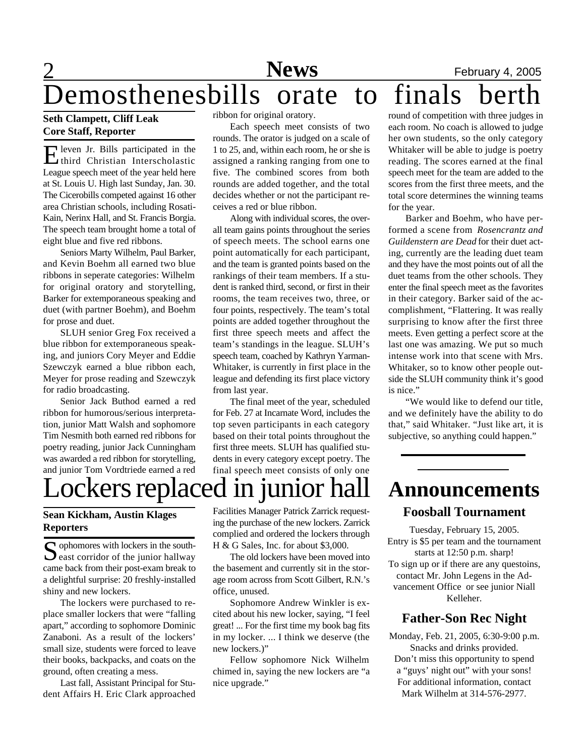# Demosthenesbills orate to finals berth

**Seth Clampett, Cliff Leak**
**Core Staff, Reporter**

Eleven Jr. Bills participated in the third Christian Interscholastic League speech meet of the year held here at St. Louis U. High last Sunday, Jan. 30. The Cicerobills competed against 16 other area Christian schools, including Rosati-Kain, Nerinx Hall, and St. Francis Borgia. The speech team brought home a total of eight blue and five red ribbons.

Seniors Marty Wilhelm, Paul Barker, and Kevin Boehm all earned two blue ribbons in seperate categories: Wilhelm for original oratory and storytelling, Barker for extemporaneous speaking and duet (with partner Boehm), and Boehm for prose and duet.

SLUH senior Greg Fox received a blue ribbon for extemporaneous speaking, and juniors Cory Meyer and Eddie Szewczyk earned a blue ribbon each, Meyer for prose reading and Szewczyk for radio broadcasting.

Senior Jack Buthod earned a red ribbon for humorous/serious interpretation, junior Matt Walsh and sophomore Tim Nesmith both earned red ribbons for poetry reading, junior Jack Cunningham was awarded a red ribbon for storytelling, and junior Tom Vordtriede earned a red ribbon for original oratory.

Each speech meet consists of two rounds. The orator is judged on a scale of 1 to 25, and, within each room, he or she is assigned a ranking ranging from one to five. The combined scores from both rounds are added together, and the total decides whether or not the participant receives a red or blue ribbon.

Along with individual scores, the overall team gains points throughout the series of speech meets. The school earns one point automatically for each participant, and the team is granted points based on the rankings of their team members. If a student is ranked third, second, or first in their rooms, the team receives two, three, or four points, respectively. The team's total points are added together throughout the first three speech meets and affect the team's standings in the league. SLUH's speech team, coached by Kathryn Yarman-Whitaker, is currently in first place in the league and defending its first place victory from last year.

The final meet of the year, scheduled for Feb. 27 at Incarnate Word, includes the top seven participants in each category based on their total points throughout the first three meets. SLUH has qualified students in every category except poetry. The final speech meet consists of only one round of competition with three judges in each room. No coach is allowed to judge her own students, so the only category Whitaker will be able to judge is poetry reading. The scores earned at the final speech meet for the team are added to the scores from the first three meets, and the total score determines the winning teams for the year.

Barker and Boehm, who have performed a scene from *Rosencrantz and Guildenstern are Dead* for their duet acting, currently are the leading duet team and they have the most points out of all the duet teams from the other schools. They enter the final speech meet as the favorites in their category. Barker said of the accomplishment, "Flattering. It was really surprising to know after the first three meets. Even getting a perfect score at the last one was amazing. We put so much intense work into that scene with Mrs. Whitaker, so to know other people outside the SLUH community think it's good is nice."

"We would like to defend our title, and we definitely have the ability to do that," said Whitaker. "Just like art, it is subjective, so anything could happen."

# Lockers replaced in junior hall

**Sean Kickham, Austin Klages**
**Reporters**

Sophomores with lockers in the southeast corridor of the junior hallway came back from their post-exam break to a delightful surprise: 20 freshly-installed shiny and new lockers.

The lockers were purchased to replace smaller lockers that were "falling apart," according to sophomore Dominic Zanaboni. As a result of the lockers' small size, students were forced to leave their books, backpacks, and coats on the ground, often creating a mess.

Last fall, Assistant Principal for Student Affairs H. Eric Clark approached Facilities Manager Patrick Zarrick requesting the purchase of the new lockers. Zarrick complied and ordered the lockers through H & G Sales, Inc. for about $3,000.

The old lockers have been moved into the basement and currently sit in the storage room across from Scott Gilbert, R.N.'s office, unused.

Sophomore Andrew Winkler is excited about his new locker, saying, "I feel great! ... For the first time my book bag fits in my locker. ... I think we deserve (the new lockers.)"

Fellow sophomore Nick Wilhelm chimed in, saying the new lockers are "a nice upgrade."

# Announcements

## Foosball Tournament

Tuesday, February 15, 2005.
Entry is $5 per team and the tournament starts at 12:50 p.m. sharp!
To sign up or if there are any questoins, contact Mr. John Legens in the Advancement Office or see junior Niall Kelleher.

## Father-Son Rec Night

Monday, Feb. 21, 2005, 6:30-9:00 p.m.
Snacks and drinks provided.
Don't miss this opportunity to spend a "guys' night out" with your sons!
For additional information, contact Mark Wilhelm at 314-576-2977.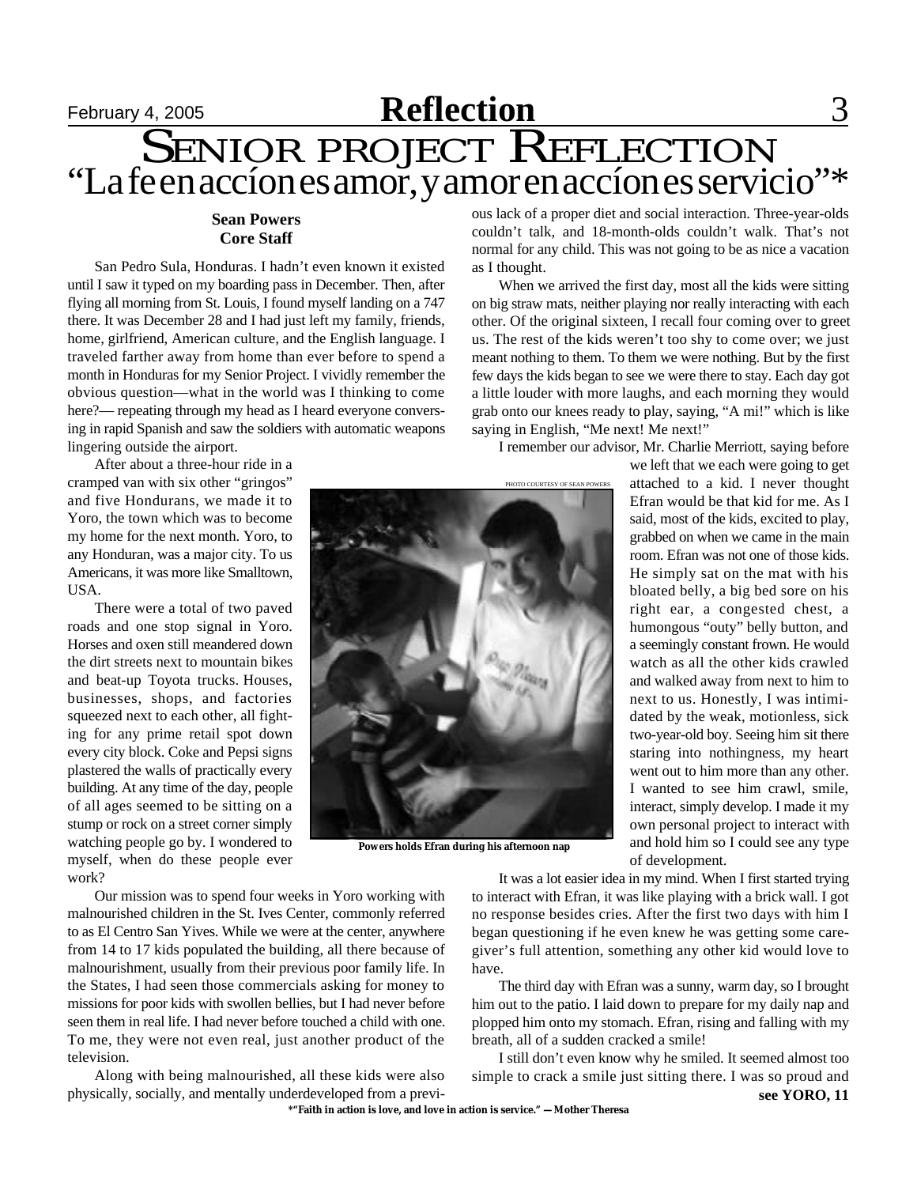# SENIOR PROJECT REFLECTION

## "La fe en accíon es amor, y amor en accíon es servicio"*

**Sean Powers**
**Core Staff**

San Pedro Sula, Honduras. I hadn't even known it existed until I saw it typed on my boarding pass in December. Then, after flying all morning from St. Louis, I found myself landing on a 747 there. It was December 28 and I had just left my family, friends, home, girlfriend, American culture, and the English language. I traveled farther away from home than ever before to spend a month in Honduras for my Senior Project. I vividly remember the obvious question—what in the world was I thinking to come here?— repeating through my head as I heard everyone conversing in rapid Spanish and saw the soldiers with automatic weapons lingering outside the airport.

After about a three-hour ride in a cramped van with six other "gringos" and five Hondurans, we made it to Yoro, the town which was to become my home for the next month. Yoro, to any Honduran, was a major city. To us Americans, it was more like Smalltown, USA.

There were a total of two paved roads and one stop signal in Yoro. Horses and oxen still meandered down the dirt streets next to mountain bikes and beat-up Toyota trucks. Houses, businesses, shops, and factories squeezed next to each other, all fighting for any prime retail spot down every city block. Coke and Pepsi signs plastered the walls of practically every building. At any time of the day, people of all ages seemed to be sitting on a stump or rock on a street corner simply watching people go by. I wondered to myself, when do these people ever work?

Our mission was to spend four weeks in Yoro working with malnourished children in the St. Ives Center, commonly referred to as El Centro San Yives. While we were at the center, anywhere from 14 to 17 kids populated the building, all there because of malnourishment, usually from their previous poor family life. In the States, I had seen those commercials asking for money to missions for poor kids with swollen bellies, but I had never before seen them in real life. I had never before touched a child with one. To me, they were not even real, just another product of the television.

Along with being malnourished, all these kids were also physically, socially, and mentally underdeveloped from a previous lack of a proper diet and social interaction. Three-year-olds couldn't talk, and 18-month-olds couldn't walk. That's not normal for any child. This was not going to be as nice a vacation as I thought.

When we arrived the first day, most all the kids were sitting on big straw mats, neither playing nor really interacting with each other. Of the original sixteen, I recall four coming over to greet us. The rest of the kids weren't too shy to come over; we just meant nothing to them. To them we were nothing. But by the first few days the kids began to see we were there to stay. Each day got a little louder with more laughs, and each morning they would grab onto our knees ready to play, saying, "A mi!" which is like saying in English, "Me next! Me next!"

I remember our advisor, Mr. Charlie Merriott, saying before we left that we each were going to get attached to a kid. I never thought Efran would be that kid for me. As I said, most of the kids, excited to play, grabbed on when we came in the main room. Efran was not one of those kids. He simply sat on the mat with his bloated belly, a big bed sore on his right ear, a congested chest, a humongous "outy" belly button, and a seemingly constant frown. He would watch as all the other kids crawled and walked away from next to him to next to us. Honestly, I was intimidated by the weak, motionless, sick two-year-old boy. Seeing him sit there staring into nothingness, my heart went out to him more than any other. I wanted to see him crawl, smile, interact, simply develop. I made it my own personal project to interact with and hold him so I could see any type of development.

PHOTO COURTESY OF SEAN POWERS

**Powers holds Efran during his afternoon nap**

It was a lot easier idea in my mind. When I first started trying to interact with Efran, it was like playing with a brick wall. I got no response besides cries. After the first two days with him I began questioning if he even knew he was getting some caregiver's full attention, something any other kid would love to have.

The third day with Efran was a sunny, warm day, so I brought him out to the patio. I laid down to prepare for my daily nap and plopped him onto my stomach. Efran, rising and falling with my breath, all of a sudden cracked a smile!

I still don't even know why he smiled. It seemed almost too simple to crack a smile just sitting there. I was so proud and

**see YORO, 11**

*"Faith in action is love, and love in action is service." — Mother Theresa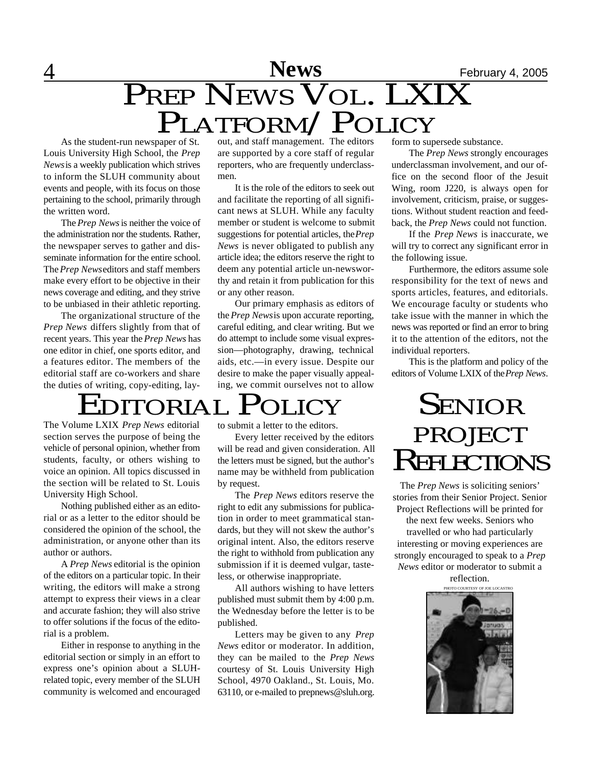# Prep News Vol. LXIX Platform/ Policy

As the student-run newspaper of St. Louis University High School, the *Prep News* is a weekly publication which strives to inform the SLUH community about events and people, with its focus on those pertaining to the school, primarily through the written word.

The *Prep News* is neither the voice of the administration nor the students. Rather, the newspaper serves to gather and disseminate information for the entire school. The *Prep News* editors and staff members make every effort to be objective in their news coverage and editing, and they strive to be unbiased in their athletic reporting.

The organizational structure of the *Prep News* differs slightly from that of recent years. This year the *Prep News* has one editor in chief, one sports editor, and a features editor. The members of the editorial staff are co-workers and share the duties of writing, copy-editing, layout, and staff management. The editors are supported by a core staff of regular reporters, who are frequently underclassmen.

It is the role of the editors to seek out and facilitate the reporting of all significant news at SLUH. While any faculty member or student is welcome to submit suggestions for potential articles, the *Prep News* is never obligated to publish any article idea; the editors reserve the right to deem any potential article un-newsworthy and retain it from publication for this or any other reason.

Our primary emphasis as editors of the *Prep News* is upon accurate reporting, careful editing, and clear writing. But we do attempt to include some visual expression—photography, drawing, technical aids, etc.—in every issue. Despite our desire to make the paper visually appealing, we commit ourselves not to allow form to supersede substance.

The *Prep News* strongly encourages underclassman involvement, and our office on the second floor of the Jesuit Wing, room J220, is always open for involvement, criticism, praise, or suggestions. Without student reaction and feedback, the *Prep News* could not function.

If the *Prep News* is inaccurate, we will try to correct any significant error in the following issue.

Furthermore, the editors assume sole responsibility for the text of news and sports articles, features, and editorials. We encourage faculty or students who take issue with the manner in which the news was reported or find an error to bring it to the attention of the editors, not the individual reporters.

This is the platform and policy of the editors of Volume LXIX of the *Prep News*.

# Editorial Policy

The Volume LXIX *Prep News* editorial section serves the purpose of being the vehicle of personal opinion, whether from students, faculty, or others wishing to voice an opinion. All topics discussed in the section will be related to St. Louis University High School.

Nothing published either as an editorial or as a letter to the editor should be considered the opinion of the school, the administration, or anyone other than its author or authors.

A *Prep News* editorial is the opinion of the editors on a particular topic. In their writing, the editors will make a strong attempt to express their views in a clear and accurate fashion; they will also strive to offer solutions if the focus of the editorial is a problem.

Either in response to anything in the editorial section or simply in an effort to express one's opinion about a SLUH-related topic, every member of the SLUH community is welcomed and encouraged to submit a letter to the editors.

Every letter received by the editors will be read and given consideration. All the letters must be signed, but the author's name may be withheld from publication by request.

The *Prep News* editors reserve the right to edit any submissions for publication in order to meet grammatical standards, but they will not skew the author's original intent. Also, the editors reserve the right to withhold from publication any submission if it is deemed vulgar, tasteless, or otherwise inappropriate.

All authors wishing to have letters published must submit them by 4:00 p.m. the Wednesday before the letter is to be published.

Letters may be given to any *Prep News* editor or moderator. In addition, they can be mailed to the *Prep News* courtesy of St. Louis University High School, 4970 Oakland., St. Louis, Mo. 63110, or e-mailed to prepnews@sluh.org.

# Senior Project Reflections

The *Prep News* is soliciting seniors' stories from their Senior Project. Senior Project Reflections will be printed for the next few weeks. Seniors who travelled or who had particularly interesting or moving experiences are strongly encouraged to speak to a *Prep News* editor or moderator to submit a reflection.

PHOTO COURTESY OF JOE LOCASTRO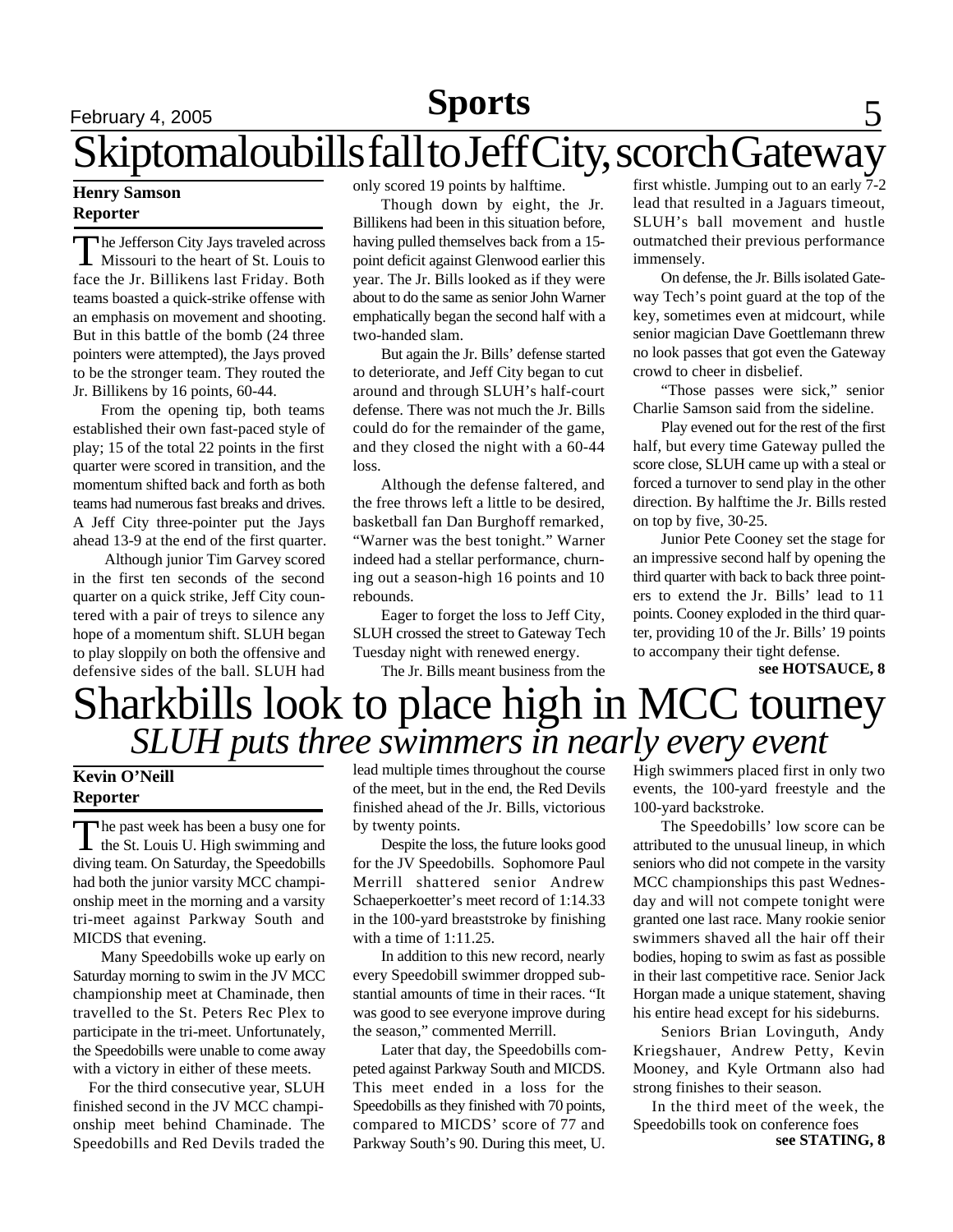# Skiptomaloubills fall to Jeff City, scorch Gateway

**Henry Samson**
**Reporter**

The Jefferson City Jays traveled across Missouri to the heart of St. Louis to face the Jr. Billikens last Friday. Both teams boasted a quick-strike offense with an emphasis on movement and shooting. But in this battle of the bomb (24 three pointers were attempted), the Jays proved to be the stronger team. They routed the Jr. Billikens by 16 points, 60-44.

From the opening tip, both teams established their own fast-paced style of play; 15 of the total 22 points in the first quarter were scored in transition, and the momentum shifted back and forth as both teams had numerous fast breaks and drives. A Jeff City three-pointer put the Jays ahead 13-9 at the end of the first quarter.

Although junior Tim Garvey scored in the first ten seconds of the second quarter on a quick strike, Jeff City countered with a pair of treys to silence any hope of a momentum shift. SLUH began to play sloppily on both the offensive and defensive sides of the ball. SLUH had only scored 19 points by halftime.

Though down by eight, the Jr. Billikens had been in this situation before, having pulled themselves back from a 15-point deficit against Glenwood earlier this year. The Jr. Bills looked as if they were about to do the same as senior John Warner emphatically began the second half with a two-handed slam.

But again the Jr. Bills' defense started to deteriorate, and Jeff City began to cut around and through SLUH's half-court defense. There was not much the Jr. Bills could do for the remainder of the game, and they closed the night with a 60-44 loss.

Although the defense faltered, and the free throws left a little to be desired, basketball fan Dan Burghoff remarked, "Warner was the best tonight." Warner indeed had a stellar performance, churning out a season-high 16 points and 10 rebounds.

Eager to forget the loss to Jeff City, SLUH crossed the street to Gateway Tech Tuesday night with renewed energy.

The Jr. Bills meant business from the first whistle. Jumping out to an early 7-2 lead that resulted in a Jaguars timeout, SLUH's ball movement and hustle outmatched their previous performance immensely.

On defense, the Jr. Bills isolated Gateway Tech's point guard at the top of the key, sometimes even at midcourt, while senior magician Dave Goettlemann threw no look passes that got even the Gateway crowd to cheer in disbelief.

"Those passes were sick," senior Charlie Samson said from the sideline.

Play evened out for the rest of the first half, but every time Gateway pulled the score close, SLUH came up with a steal or forced a turnover to send play in the other direction. By halftime the Jr. Bills rested on top by five, 30-25.

Junior Pete Cooney set the stage for an impressive second half by opening the third quarter with back to back three pointers to extend the Jr. Bills' lead to 11 points. Cooney exploded in the third quarter, providing 10 of the Jr. Bills' 19 points to accompany their tight defense.

**see HOTSAUCE, 8**

# Sharkbills look to place high in MCC tourney

## *SLUH puts three swimmers in nearly every event*

**Kevin O'Neill**
**Reporter**

The past week has been a busy one for the St. Louis U. High swimming and diving team. On Saturday, the Speedobills had both the junior varsity MCC championship meet in the morning and a varsity tri-meet against Parkway South and MICDS that evening.

Many Speedobills woke up early on Saturday morning to swim in the JV MCC championship meet at Chaminade, then travelled to the St. Peters Rec Plex to participate in the tri-meet. Unfortunately, the Speedobills were unable to come away with a victory in either of these meets.

For the third consecutive year, SLUH finished second in the JV MCC championship meet behind Chaminade. The Speedobills and Red Devils traded the lead multiple times throughout the course of the meet, but in the end, the Red Devils finished ahead of the Jr. Bills, victorious by twenty points.

Despite the loss, the future looks good for the JV Speedobills. Sophomore Paul Merrill shattered senior Andrew Schaeperkoetter's meet record of 1:14.33 in the 100-yard breaststroke by finishing with a time of 1:11.25.

In addition to this new record, nearly every Speedobill swimmer dropped substantial amounts of time in their races. "It was good to see everyone improve during the season," commented Merrill.

Later that day, the Speedobills competed against Parkway South and MICDS. This meet ended in a loss for the Speedobills as they finished with 70 points, compared to MICDS' score of 77 and Parkway South's 90. During this meet, U. High swimmers placed first in only two events, the 100-yard freestyle and the 100-yard backstroke.

The Speedobills' low score can be attributed to the unusual lineup, in which seniors who did not compete in the varsity MCC championships this past Wednesday and will not compete tonight were granted one last race. Many rookie senior swimmers shaved all the hair off their bodies, hoping to swim as fast as possible in their last competitive race. Senior Jack Horgan made a unique statement, shaving his entire head except for his sideburns.

Seniors Brian Lovinguth, Andy Kriegshauer, Andrew Petty, Kevin Mooney, and Kyle Ortmann also had strong finishes to their season.

In the third meet of the week, the Speedobills took on conference foes

**see STATING, 8**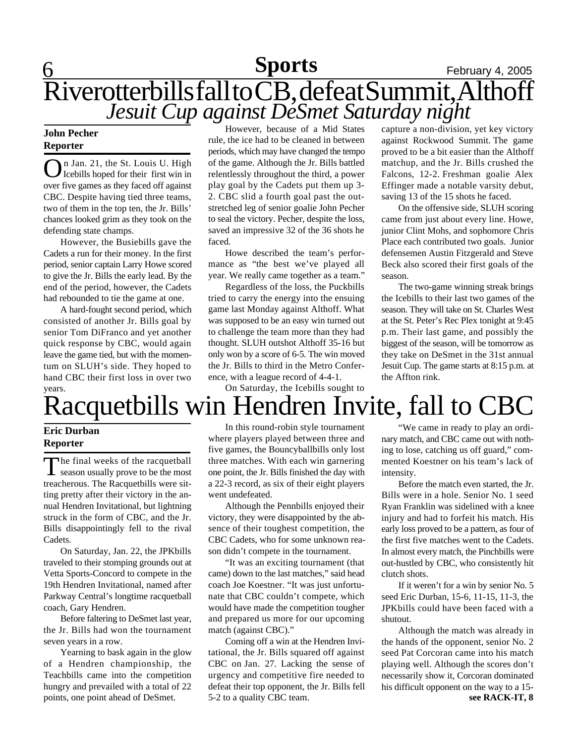# Riverotterbills fall to CB, defeat Summit, Althoff

## *Jesuit Cup against DeSmet Saturday night*

**John Pecher**
**Reporter**

On Jan. 21, the St. Louis U. High Icebills hoped for their first win in over five games as they faced off against CBC. Despite having tied three teams, two of them in the top ten, the Jr. Bills' chances looked grim as they took on the defending state champs.

However, the Busiebills gave the Cadets a run for their money. In the first period, senior captain Larry Howe scored to give the Jr. Bills the early lead. By the end of the period, however, the Cadets had rebounded to tie the game at one.

A hard-fought second period, which consisted of another Jr. Bills goal by senior Tom DiFranco and yet another quick response by CBC, would again leave the game tied, but with the momentum on SLUH's side. They hoped to hand CBC their first loss in over two years.

However, because of a Mid States rule, the ice had to be cleaned in between periods, which may have changed the tempo of the game. Although the Jr. Bills battled relentlessly throughout the third, a power play goal by the Cadets put them up 3-2. CBC slid a fourth goal past the outstretched leg of senior goalie John Pecher to seal the victory. Pecher, despite the loss, saved an impressive 32 of the 36 shots he faced.

Howe described the team's performance as "the best we've played all year. We really came together as a team."

Regardless of the loss, the Puckbills tried to carry the energy into the ensuing game last Monday against Althoff. What was supposed to be an easy win turned out to challenge the team more than they had thought. SLUH outshot Althoff 35-16 but only won by a score of 6-5. The win moved the Jr. Bills to third in the Metro Conference, with a league record of 4-4-1.

On Saturday, the Icebills sought to capture a non-division, yet key victory against Rockwood Summit. The game proved to be a bit easier than the Althoff matchup, and the Jr. Bills crushed the Falcons, 12-2. Freshman goalie Alex Effinger made a notable varsity debut, saving 13 of the 15 shots he faced.

On the offensive side, SLUH scoring came from just about every line. Howe, junior Clint Mohs, and sophomore Chris Place each contributed two goals. Junior defensemen Austin Fitzgerald and Steve Beck also scored their first goals of the season.

The two-game winning streak brings the Icebills to their last two games of the season. They will take on St. Charles West at the St. Peter's Rec Plex tonight at 9:45 p.m. Their last game, and possibly the biggest of the season, will be tomorrow as they take on DeSmet in the 31st annual Jesuit Cup. The game starts at 8:15 p.m. at the Affton rink.

# Racquetbills win Hendren Invite, fall to CBC

**Eric Durban**
**Reporter**

The final weeks of the racquetball season usually prove to be the most treacherous. The Racquetbills were sitting pretty after their victory in the annual Hendren Invitational, but lightning struck in the form of CBC, and the Jr. Bills disappointingly fell to the rival Cadets.

On Saturday, Jan. 22, the JPKbills traveled to their stomping grounds out at Vetta Sports-Concord to compete in the 19th Hendren Invitational, named after Parkway Central's longtime racquetball coach, Gary Hendren.

Before faltering to DeSmet last year, the Jr. Bills had won the tournament seven years in a row.

Yearning to bask again in the glow of a Hendren championship, the Teachbills came into the competition hungry and prevailed with a total of 22 points, one point ahead of DeSmet.

In this round-robin style tournament where players played between three and five games, the Bouncyballbills only lost three matches. With each win garnering one point, the Jr. Bills finished the day with a 22-3 record, as six of their eight players went undefeated.

Although the Pennbills enjoyed their victory, they were disappointed by the absence of their toughest competition, the CBC Cadets, who for some unknown reason didn't compete in the tournament.

"It was an exciting tournament (that came) down to the last matches," said head coach Joe Koestner. "It was just unfortunate that CBC couldn't compete, which would have made the competition tougher and prepared us more for our upcoming match (against CBC)."

Coming off a win at the Hendren Invitational, the Jr. Bills squared off against CBC on Jan. 27. Lacking the sense of urgency and competitive fire needed to defeat their top opponent, the Jr. Bills fell 5-2 to a quality CBC team.

"We came in ready to play an ordinary match, and CBC came out with nothing to lose, catching us off guard," commented Koestner on his team's lack of intensity.

Before the match even started, the Jr. Bills were in a hole. Senior No. 1 seed Ryan Franklin was sidelined with a knee injury and had to forfeit his match. His early loss proved to be a pattern, as four of the first five matches went to the Cadets. In almost every match, the Pinchbills were out-hustled by CBC, who consistently hit clutch shots.

If it weren't for a win by senior No. 5 seed Eric Durban, 15-6, 11-15, 11-3, the JPKbills could have been faced with a shutout.

Although the match was already in the hands of the opponent, senior No. 2 seed Pat Corcoran came into his match playing well. Although the scores don't necessarily show it, Corcoran dominated his difficult opponent on the way to a 15-

**see RACK-IT, 8**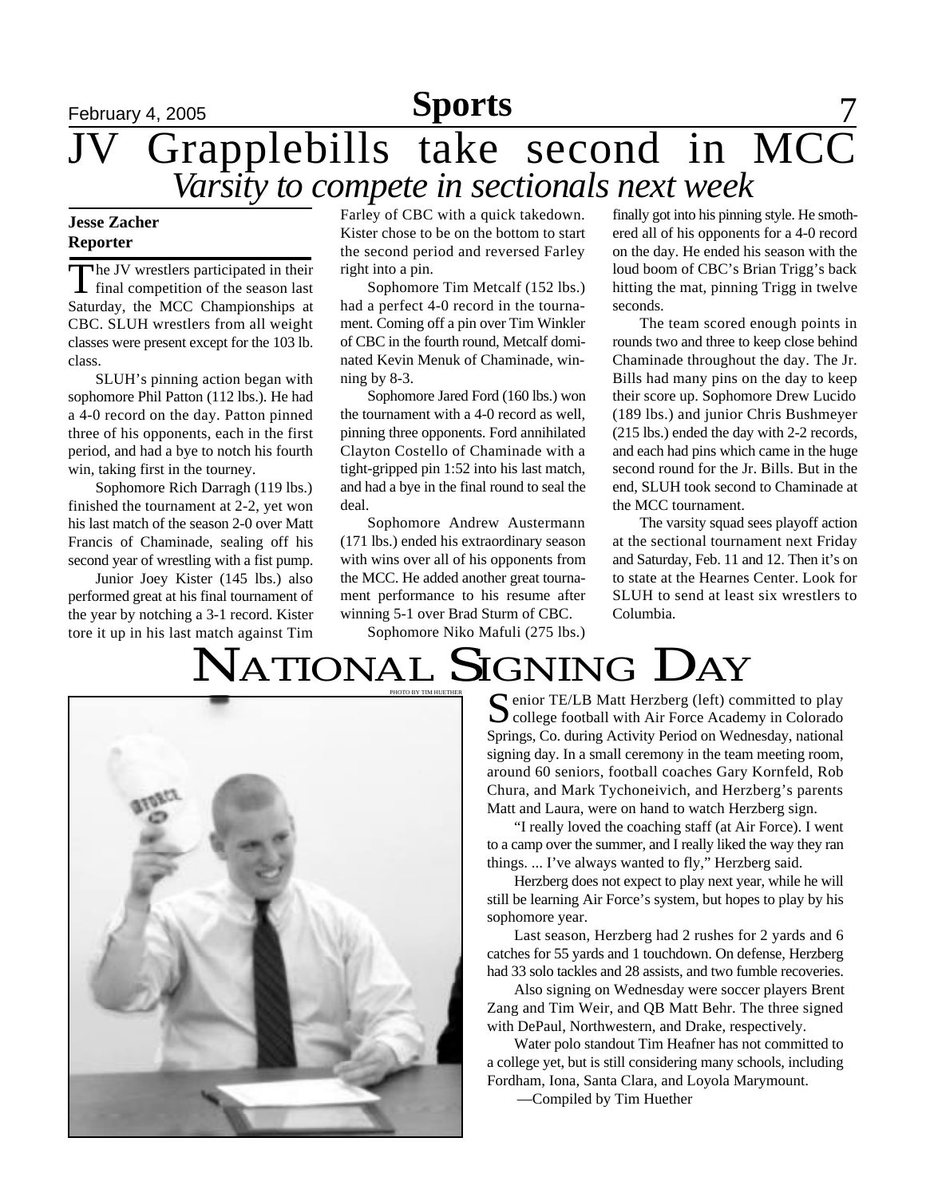# JV Grapplebills take second in MCC

## *Varsity to compete in sectionals next week*

**Jesse Zacher**
**Reporter**

The JV wrestlers participated in their final competition of the season last Saturday, the MCC Championships at CBC. SLUH wrestlers from all weight classes were present except for the 103 lb. class.

SLUH's pinning action began with sophomore Phil Patton (112 lbs.). He had a 4-0 record on the day. Patton pinned three of his opponents, each in the first period, and had a bye to notch his fourth win, taking first in the tourney.

Sophomore Rich Darragh (119 lbs.) finished the tournament at 2-2, yet won his last match of the season 2-0 over Matt Francis of Chaminade, sealing off his second year of wrestling with a fist pump.

Junior Joey Kister (145 lbs.) also performed great at his final tournament of the year by notching a 3-1 record. Kister tore it up in his last match against Tim Farley of CBC with a quick takedown. Kister chose to be on the bottom to start the second period and reversed Farley right into a pin.

Sophomore Tim Metcalf (152 lbs.) had a perfect 4-0 record in the tournament. Coming off a pin over Tim Winkler of CBC in the fourth round, Metcalf dominated Kevin Menuk of Chaminade, winning by 8-3.

Sophomore Jared Ford (160 lbs.) won the tournament with a 4-0 record as well, pinning three opponents. Ford annihilated Clayton Costello of Chaminade with a tight-gripped pin 1:52 into his last match, and had a bye in the final round to seal the deal.

Sophomore Andrew Austermann (171 lbs.) ended his extraordinary season with wins over all of his opponents from the MCC. He added another great tournament performance to his resume after winning 5-1 over Brad Sturm of CBC.

Sophomore Niko Mafuli (275 lbs.) finally got into his pinning style. He smothered all of his opponents for a 4-0 record on the day. He ended his season with the loud boom of CBC's Brian Trigg's back hitting the mat, pinning Trigg in twelve seconds.

The team scored enough points in rounds two and three to keep close behind Chaminade throughout the day. The Jr. Bills had many pins on the day to keep their score up. Sophomore Drew Lucido (189 lbs.) and junior Chris Bushmeyer (215 lbs.) ended the day with 2-2 records, and each had pins which came in the huge second round for the Jr. Bills. But in the end, SLUH took second to Chaminade at the MCC tournament.

The varsity squad sees playoff action at the sectional tournament next Friday and Saturday, Feb. 11 and 12. Then it's on to state at the Hearnes Center. Look for SLUH to send at least six wrestlers to Columbia.

# National Signing Day

PHOTO BY TIM HUETHER

Senior TE/LB Matt Herzberg (left) committed to play college football with Air Force Academy in Colorado Springs, Co. during Activity Period on Wednesday, national signing day. In a small ceremony in the team meeting room, around 60 seniors, football coaches Gary Kornfeld, Rob Chura, and Mark Tychoneivich, and Herzberg's parents Matt and Laura, were on hand to watch Herzberg sign.

"I really loved the coaching staff (at Air Force). I went to a camp over the summer, and I really liked the way they ran things. ... I've always wanted to fly," Herzberg said.

Herzberg does not expect to play next year, while he will still be learning Air Force's system, but hopes to play by his sophomore year.

Last season, Herzberg had 2 rushes for 2 yards and 6 catches for 55 yards and 1 touchdown. On defense, Herzberg had 33 solo tackles and 28 assists, and two fumble recoveries.

Also signing on Wednesday were soccer players Brent Zang and Tim Weir, and QB Matt Behr. The three signed with DePaul, Northwestern, and Drake, respectively.

Water polo standout Tim Heafner has not committed to a college yet, but is still considering many schools, including Fordham, Iona, Santa Clara, and Loyola Marymount.

—Compiled by Tim Huether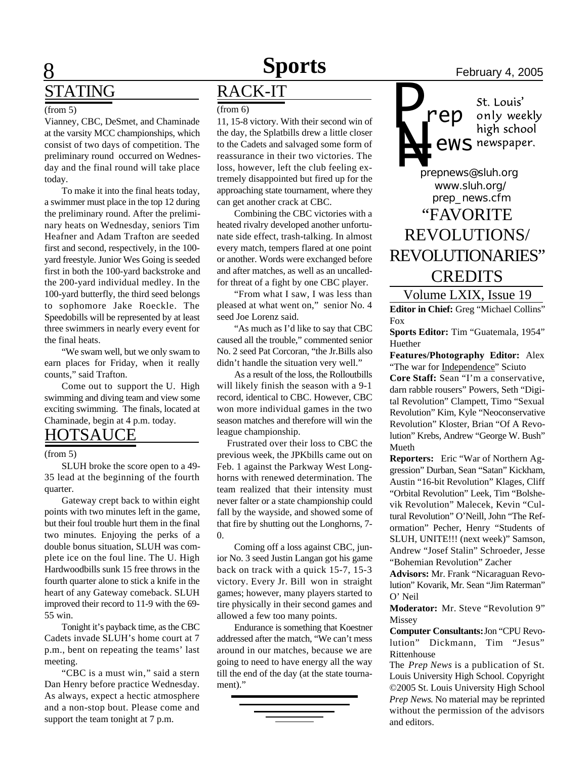## STATING

(from 5)

Vianney, CBC, DeSmet, and Chaminade at the varsity MCC championships, which consist of two days of competition. The preliminary round occurred on Wednesday and the final round will take place today.

To make it into the final heats today, a swimmer must place in the top 12 during the preliminary round. After the preliminary heats on Wednesday, seniors Tim Heafner and Adam Trafton are seeded first and second, respectively, in the 100-yard freestyle. Junior Wes Going is seeded first in both the 100-yard backstroke and the 200-yard individual medley. In the 100-yard butterfly, the third seed belongs to sophomore Jake Roeckle. The Speedobills will be represented by at least three swimmers in nearly every event for the final heats.

"We swam well, but we only swam to earn places for Friday, when it really counts," said Trafton.

Come out to support the U. High swimming and diving team and view some exciting swimming. The finals, located at Chaminade, begin at 4 p.m. today.

## HOTSAUCE

(from 5)

SLUH broke the score open to a 49-35 lead at the beginning of the fourth quarter.

Gateway crept back to within eight points with two minutes left in the game, but their foul trouble hurt them in the final two minutes. Enjoying the perks of a double bonus situation, SLUH was complete ice on the foul line. The U. High Hardwoodbills sunk 15 free throws in the fourth quarter alone to stick a knife in the heart of any Gateway comeback. SLUH improved their record to 11-9 with the 69-55 win.

Tonight it's payback time, as the CBC Cadets invade SLUH's home court at 7 p.m., bent on repeating the teams' last meeting.

"CBC is a must win," said a stern Dan Henry before practice Wednesday. As always, expect a hectic atmosphere and a non-stop bout. Please come and support the team tonight at 7 p.m.

## RACK-IT

(from 6)

11, 15-8 victory. With their second win of the day, the Splatbills drew a little closer to the Cadets and salvaged some form of reassurance in their two victories. The loss, however, left the club feeling extremely disappointed but fired up for the approaching state tournament, where they can get another crack at CBC.

Combining the CBC victories with a heated rivalry developed another unfortunate side effect, trash-talking. In almost every match, tempers flared at one point or another. Words were exchanged before and after matches, as well as an uncalled-for threat of a fight by one CBC player.

"From what I saw, I was less than pleased at what went on," senior No. 4 seed Joe Lorenz said.

"As much as I'd like to say that CBC caused all the trouble," commented senior No. 2 seed Pat Corcoran, "the Jr.Bills also didn't handle the situation very well."

As a result of the loss, the Rolloutbills will likely finish the season with a 9-1 record, identical to CBC. However, CBC won more individual games in the two season matches and therefore will win the league championship.

Frustrated over their loss to CBC the previous week, the JPKbills came out on Feb. 1 against the Parkway West Longhorns with renewed determination. The team realized that their intensity must never falter or a state championship could fall by the wayside, and showed some of that fire by shutting out the Longhorns, 7-0.

Coming off a loss against CBC, junior No. 3 seed Justin Langan got his game back on track with a quick 15-7, 15-3 victory. Every Jr. Bill won in straight games; however, many players started to tire physically in their second games and allowed a few too many points.

Endurance is something that Koestner addressed after the match, "We can't mess around in our matches, because we are going to need to have energy all the way till the end of the day (at the state tournament)."

---

**Prep News**

St. Louis' only weekly high school newspaper.

prepnews@sluh.org
www.sluh.org/prep_news.cfm

## "FAVORITE REVOLUTIONS/ REVOLUTIONARIES" CREDITS

Volume LXIX, Issue 19

**Editor in Chief:** Greg "Michael Collins" Fox

**Sports Editor:** Tim "Guatemala, 1954" Huether

**Features/Photography Editor:** Alex "The war for Independence" Sciuto

**Core Staff:** Sean "I'm a conservative, darn rabble rousers" Powers, Seth "Digital Revolution" Clampett, Timo "Sexual Revolution" Kim, Kyle "Neoconservative Revolution" Kloster, Brian "Of A Revolution" Krebs, Andrew "George W. Bush" Mueth

**Reporters:** Eric "War of Northern Aggression" Durban, Sean "Satan" Kickham, Austin "16-bit Revolution" Klages, Cliff "Orbital Revolution" Leek, Tim "Bolshevik Revolution" Malecek, Kevin "Cultural Revolution" O'Neill, John "The Reformation" Pecher, Henry "Students of SLUH, UNITE!!! (next week)" Samson, Andrew "Josef Stalin" Schroeder, Jesse "Bohemian Revolution" Zacher

**Advisors:** Mr. Frank "Nicaraguan Revolution" Kovarik, Mr. Sean "Jim Raterman" O' Neil

**Moderator:** Mr. Steve "Revolution 9" Missey

**Computer Consultants:** Jon "CPU Revolution" Dickmann, Tim "Jesus" Rittenhouse

The *Prep News* is a publication of St. Louis University High School. Copyright ©2005 St. Louis University High School *Prep News*. No material may be reprinted without the permission of the advisors and editors.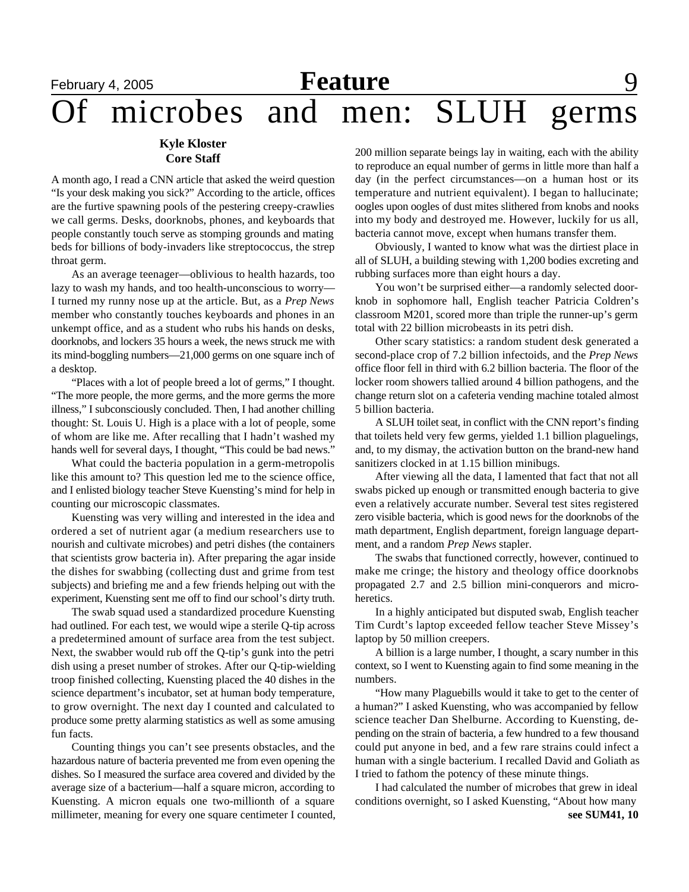# Of microbes and men: SLUH germs

**Kyle Kloster**
**Core Staff**

A month ago, I read a CNN article that asked the weird question "Is your desk making you sick?" According to the article, offices are the furtive spawning pools of the pestering creepy-crawlies we call germs. Desks, doorknobs, phones, and keyboards that people constantly touch serve as stomping grounds and mating beds for billions of body-invaders like streptococcus, the strep throat germ.

As an average teenager—oblivious to health hazards, too lazy to wash my hands, and too health-unconscious to worry—I turned my runny nose up at the article. But, as a *Prep News* member who constantly touches keyboards and phones in an unkempt office, and as a student who rubs his hands on desks, doorknobs, and lockers 35 hours a week, the news struck me with its mind-boggling numbers—21,000 germs on one square inch of a desktop.

"Places with a lot of people breed a lot of germs," I thought. "The more people, the more germs, and the more germs the more illness," I subconsciously concluded. Then, I had another chilling thought: St. Louis U. High is a place with a lot of people, some of whom are like me. After recalling that I hadn't washed my hands well for several days, I thought, "This could be bad news."

What could the bacteria population in a germ-metropolis like this amount to? This question led me to the science office, and I enlisted biology teacher Steve Kuensting's mind for help in counting our microscopic classmates.

Kuensting was very willing and interested in the idea and ordered a set of nutrient agar (a medium researchers use to nourish and cultivate microbes) and petri dishes (the containers that scientists grow bacteria in). After preparing the agar inside the dishes for swabbing (collecting dust and grime from test subjects) and briefing me and a few friends helping out with the experiment, Kuensting sent me off to find our school's dirty truth.

The swab squad used a standardized procedure Kuensting had outlined. For each test, we would wipe a sterile Q-tip across a predetermined amount of surface area from the test subject. Next, the swabber would rub off the Q-tip's gunk into the petri dish using a preset number of strokes. After our Q-tip-wielding troop finished collecting, Kuensting placed the 40 dishes in the science department's incubator, set at human body temperature, to grow overnight. The next day I counted and calculated to produce some pretty alarming statistics as well as some amusing fun facts.

Counting things you can't see presents obstacles, and the hazardous nature of bacteria prevented me from even opening the dishes. So I measured the surface area covered and divided by the average size of a bacterium—half a square micron, according to Kuensting. A micron equals one two-millionth of a square millimeter, meaning for every one square centimeter I counted, 200 million separate beings lay in waiting, each with the ability to reproduce an equal number of germs in little more than half a day (in the perfect circumstances—on a human host or its temperature and nutrient equivalent). I began to hallucinate; oogles upon oogles of dust mites slithered from knobs and nooks into my body and destroyed me. However, luckily for us all, bacteria cannot move, except when humans transfer them.

Obviously, I wanted to know what was the dirtiest place in all of SLUH, a building stewing with 1,200 bodies excreting and rubbing surfaces more than eight hours a day.

You won't be surprised either—a randomly selected doorknob in sophomore hall, English teacher Patricia Coldren's classroom M201, scored more than triple the runner-up's germ total with 22 billion microbeasts in its petri dish.

Other scary statistics: a random student desk generated a second-place crop of 7.2 billion infectoids, and the *Prep News* office floor fell in third with 6.2 billion bacteria. The floor of the locker room showers tallied around 4 billion pathogens, and the change return slot on a cafeteria vending machine totaled almost 5 billion bacteria.

A SLUH toilet seat, in conflict with the CNN report's finding that toilets held very few germs, yielded 1.1 billion plaguelings, and, to my dismay, the activation button on the brand-new hand sanitizers clocked in at 1.15 billion minibugs.

After viewing all the data, I lamented that fact that not all swabs picked up enough or transmitted enough bacteria to give even a relatively accurate number. Several test sites registered zero visible bacteria, which is good news for the doorknobs of the math department, English department, foreign language department, and a random *Prep News* stapler.

The swabs that functioned correctly, however, continued to make me cringe; the history and theology office doorknobs propagated 2.7 and 2.5 billion mini-conquerors and micro-heretics.

In a highly anticipated but disputed swab, English teacher Tim Curdt's laptop exceeded fellow teacher Steve Missey's laptop by 50 million creepers.

A billion is a large number, I thought, a scary number in this context, so I went to Kuensting again to find some meaning in the numbers.

"How many Plaguebills would it take to get to the center of a human?" I asked Kuensting, who was accompanied by fellow science teacher Dan Shelburne. According to Kuensting, depending on the strain of bacteria, a few hundred to a few thousand could put anyone in bed, and a few rare strains could infect a human with a single bacterium. I recalled David and Goliath as I tried to fathom the potency of these minute things.

I had calculated the number of microbes that grew in ideal conditions overnight, so I asked Kuensting, "About how many

**see SUM41, 10**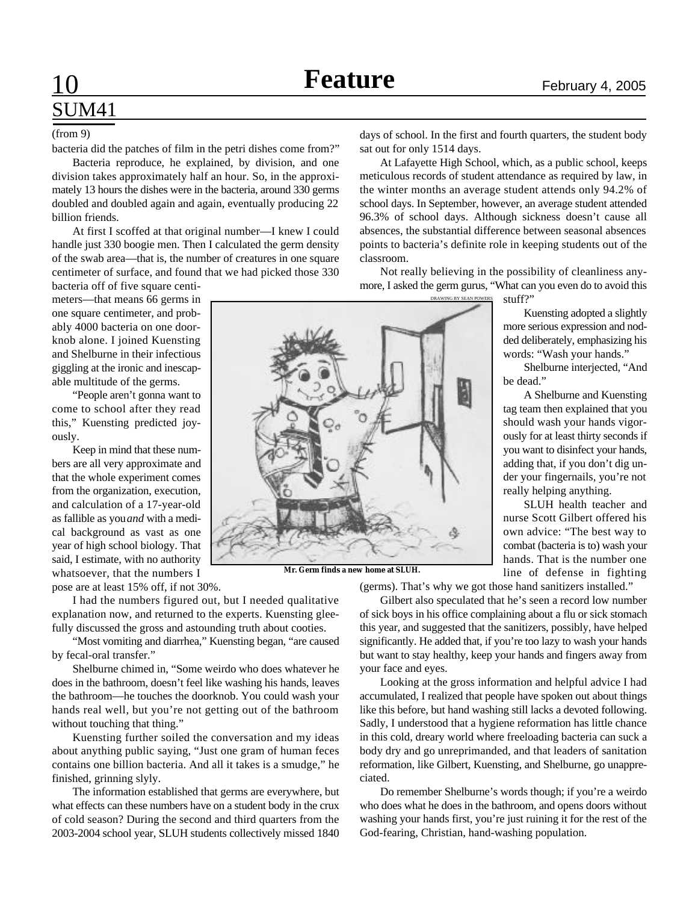## SUM41

(from 9)

bacteria did the patches of film in the petri dishes come from?"

Bacteria reproduce, he explained, by division, and one division takes approximately half an hour. So, in the approximately 13 hours the dishes were in the bacteria, around 330 germs doubled and doubled again and again, eventually producing 22 billion friends.

At first I scoffed at that original number—I knew I could handle just 330 boogie men. Then I calculated the germ density of the swab area—that is, the number of creatures in one square centimeter of surface, and found that we had picked those 330 bacteria off of five square centimeters—that means 66 germs in one square centimeter, and probably 4000 bacteria on one doorknob alone. I joined Kuensting and Shelburne in their infectious giggling at the ironic and inescapable multitude of the germs.

"People aren't gonna want to come to school after they read this," Kuensting predicted joyously.

Keep in mind that these numbers are all very approximate and that the whole experiment comes from the organization, execution, and calculation of a 17-year-old as fallible as you *and* with a medical background as vast as one year of high school biology. That said, I estimate, with no authority whatsoever, that the numbers I pose are at least 15% off, if not 30%.

I had the numbers figured out, but I needed qualitative explanation now, and returned to the experts. Kuensting gleefully discussed the gross and astounding truth about cooties.

"Most vomiting and diarrhea," Kuensting began, "are caused by fecal-oral transfer."

Shelburne chimed in, "Some weirdo who does whatever he does in the bathroom, doesn't feel like washing his hands, leaves the bathroom—he touches the doorknob. You could wash your hands real well, but you're not getting out of the bathroom without touching that thing."

Kuensting further soiled the conversation and my ideas about anything public saying, "Just one gram of human feces contains one billion bacteria. And all it takes is a smudge," he finished, grinning slyly.

The information established that germs are everywhere, but what effects can these numbers have on a student body in the crux of cold season? During the second and third quarters from the 2003-2004 school year, SLUH students collectively missed 1840 days of school. In the first and fourth quarters, the student body sat out for only 1514 days.

At Lafayette High School, which, as a public school, keeps meticulous records of student attendance as required by law, in the winter months an average student attends only 94.2% of school days. In September, however, an average student attended 96.3% of school days. Although sickness doesn't cause all absences, the substantial difference between seasonal absences points to bacteria's definite role in keeping students out of the classroom.

Not really believing in the possibility of cleanliness anymore, I asked the germ gurus, "What can you even do to avoid this stuff?"

DRAWING BY SEAN POWERS

Mr. Germ finds a new home at SLUH.

Kuensting adopted a slightly more serious expression and nodded deliberately, emphasizing his words: "Wash your hands."

Shelburne interjected, "And be dead."

A Shelburne and Kuensting tag team then explained that you should wash your hands vigorously for at least thirty seconds if you want to disinfect your hands, adding that, if you don't dig under your fingernails, you're not really helping anything.

SLUH health teacher and nurse Scott Gilbert offered his own advice: "The best way to combat (bacteria is to) wash your hands. That is the number one line of defense in fighting (germs). That's why we got those hand sanitizers installed."

Gilbert also speculated that he's seen a record low number of sick boys in his office complaining about a flu or sick stomach this year, and suggested that the sanitizers, possibly, have helped significantly. He added that, if you're too lazy to wash your hands but want to stay healthy, keep your hands and fingers away from your face and eyes.

Looking at the gross information and helpful advice I had accumulated, I realized that people have spoken out about things like this before, but hand washing still lacks a devoted following. Sadly, I understood that a hygiene reformation has little chance in this cold, dreary world where freeloading bacteria can suck a body dry and go unreprimanded, and that leaders of sanitation reformation, like Gilbert, Kuensting, and Shelburne, go unappreciated.

Do remember Shelburne's words though; if you're a weirdo who does what he does in the bathroom, and opens doors without washing your hands first, you're just ruining it for the rest of the God-fearing, Christian, hand-washing population.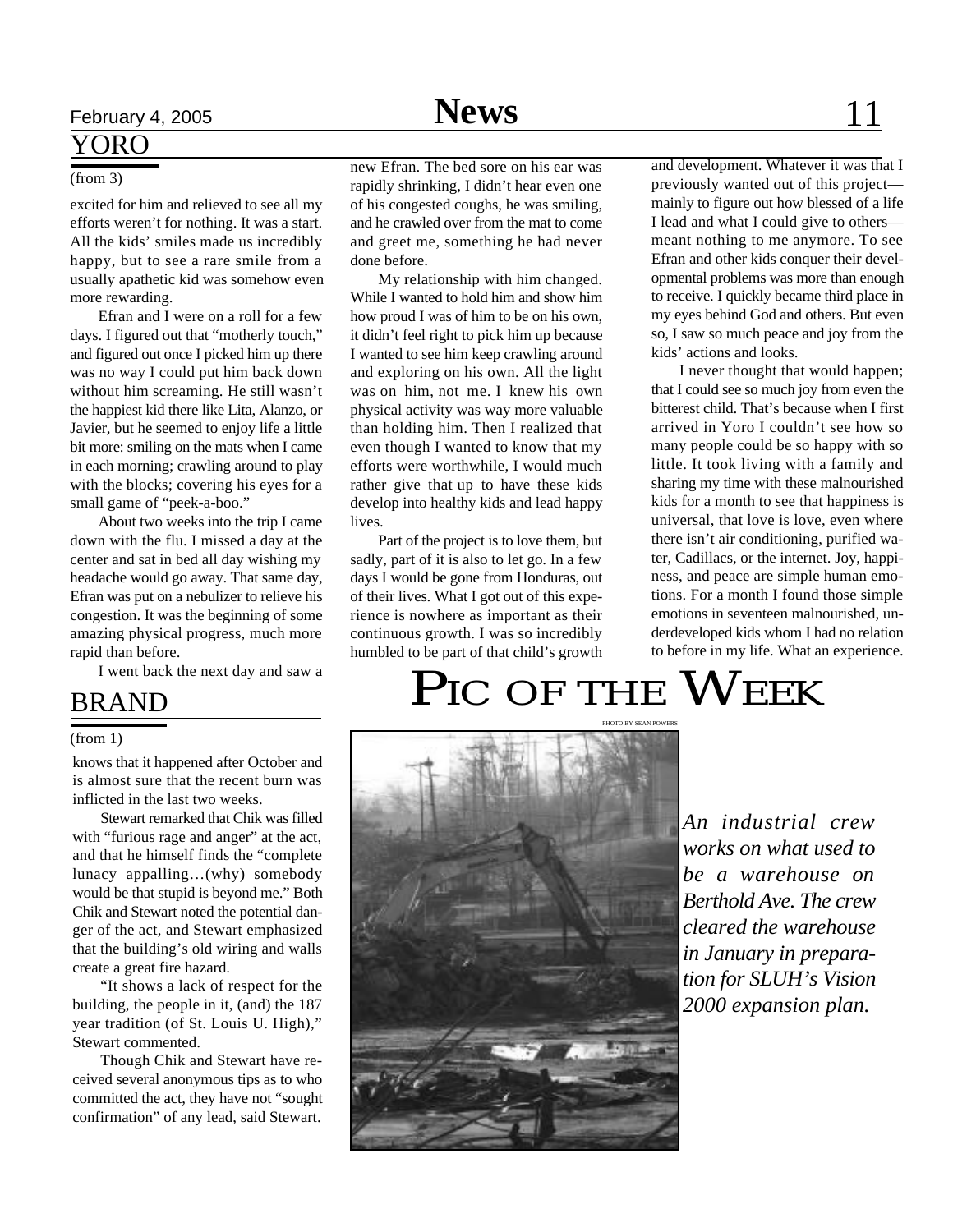## YORO

(from 3)

excited for him and relieved to see all my efforts weren't for nothing. It was a start. All the kids' smiles made us incredibly happy, but to see a rare smile from a usually apathetic kid was somehow even more rewarding.

Efran and I were on a roll for a few days. I figured out that "motherly touch," and figured out once I picked him up there was no way I could put him back down without him screaming. He still wasn't the happiest kid there like Lita, Alanzo, or Javier, but he seemed to enjoy life a little bit more: smiling on the mats when I came in each morning; crawling around to play with the blocks; covering his eyes for a small game of "peek-a-boo."

About two weeks into the trip I came down with the flu. I missed a day at the center and sat in bed all day wishing my headache would go away. That same day, Efran was put on a nebulizer to relieve his congestion. It was the beginning of some amazing physical progress, much more rapid than before.

I went back the next day and saw a new Efran. The bed sore on his ear was rapidly shrinking, I didn't hear even one of his congested coughs, he was smiling, and he crawled over from the mat to come and greet me, something he had never done before.

My relationship with him changed. While I wanted to hold him and show him how proud I was of him to be on his own, it didn't feel right to pick him up because I wanted to see him keep crawling around and exploring on his own. All the light was on him, not me. I knew his own physical activity was way more valuable than holding him. Then I realized that even though I wanted to know that my efforts were worthwhile, I would much rather give that up to have these kids develop into healthy kids and lead happy lives.

Part of the project is to love them, but sadly, part of it is also to let go. In a few days I would be gone from Honduras, out of their lives. What I got out of this experience is nowhere as important as their continuous growth. I was so incredibly humbled to be part of that child's growth and development. Whatever it was that I previously wanted out of this project—mainly to figure out how blessed of a life I lead and what I could give to others—meant nothing to me anymore. To see Efran and other kids conquer their developmental problems was more than enough to receive. I quickly became third place in my eyes behind God and others. But even so, I saw so much peace and joy from the kids' actions and looks.

I never thought that would happen; that I could see so much joy from even the bitterest child. That's because when I first arrived in Yoro I couldn't see how so many people could be so happy with so little. It took living with a family and sharing my time with these malnourished kids for a month to see that happiness is universal, that love is love, even where there isn't air conditioning, purified water, Cadillacs, or the internet. Joy, happiness, and peace are simple human emotions. For a month I found those simple emotions in seventeen malnourished, underdeveloped kids whom I had no relation to before in my life. What an experience.

## BRAND

(from 1)

knows that it happened after October and is almost sure that the recent burn was inflicted in the last two weeks.

Stewart remarked that Chik was filled with "furious rage and anger" at the act, and that he himself finds the "complete lunacy appalling…(why) somebody would be that stupid is beyond me." Both Chik and Stewart noted the potential danger of the act, and Stewart emphasized that the building's old wiring and walls create a great fire hazard.

"It shows a lack of respect for the building, the people in it, (and) the 187 year tradition (of St. Louis U. High)," Stewart commented.

Though Chik and Stewart have received several anonymous tips as to who committed the act, they have not "sought confirmation" of any lead, said Stewart.

# PIC OF THE WEEK

PHOTO BY SEAN POWERS

*An industrial crew works on what used to be a warehouse on Berthold Ave. The crew cleared the warehouse in January in preparation for SLUH's Vision 2000 expansion plan.*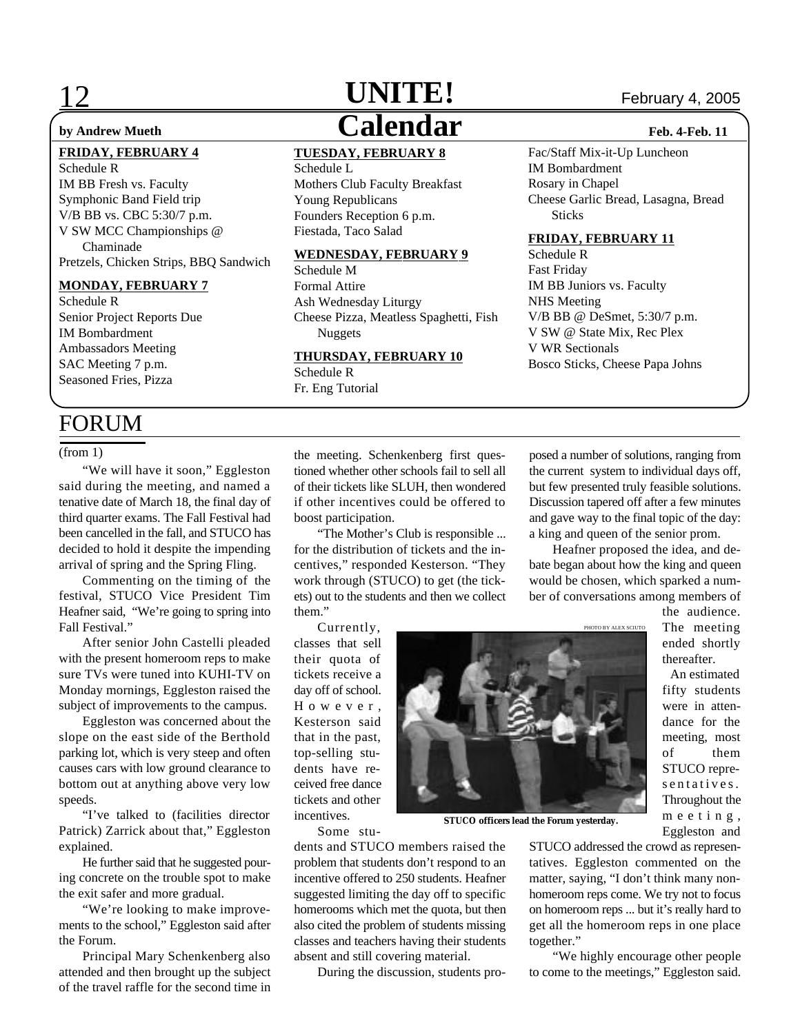# UNITE!

## Calendar

by Andrew Mueth

Feb. 4-Feb. 11

**FRIDAY, FEBRUARY 4**

Schedule R
IM BB Fresh vs. Faculty
Symphonic Band Field trip
V/B BB vs. CBC 5:30/7 p.m.
V SW MCC Championships @ Chaminade
Pretzels, Chicken Strips, BBQ Sandwich

**MONDAY, FEBRUARY 7**

Schedule R
Senior Project Reports Due
IM Bombardment
Ambassadors Meeting
SAC Meeting 7 p.m.
Seasoned Fries, Pizza

**TUESDAY, FEBRUARY 8**

Schedule L
Mothers Club Faculty Breakfast
Young Republicans
Founders Reception 6 p.m.
Fiestada, Taco Salad

**WEDNESDAY, FEBRUARY 9**

Schedule M
Formal Attire
Ash Wednesday Liturgy
Cheese Pizza, Meatless Spaghetti, Fish Nuggets

**THURSDAY, FEBRUARY 10**

Schedule R
Fr. Eng Tutorial
Fac/Staff Mix-it-Up Luncheon
IM Bombardment
Rosary in Chapel
Cheese Garlic Bread, Lasagna, Bread Sticks

**FRIDAY, FEBRUARY 11**

Schedule R
Fast Friday
IM BB Juniors vs. Faculty
NHS Meeting
V/B BB @ DeSmet, 5:30/7 p.m.
V SW @ State Mix, Rec Plex
V WR Sectionals
Bosco Sticks, Cheese Papa Johns

## FORUM

(from 1)

"We will have it soon," Eggleston said during the meeting, and named a tenative date of March 18, the final day of third quarter exams. The Fall Festival had been cancelled in the fall, and STUCO has decided to hold it despite the impending arrival of spring and the Spring Fling.

Commenting on the timing of the festival, STUCO Vice President Tim Heafner said, "We're going to spring into Fall Festival."

After senior John Castelli pleaded with the present homeroom reps to make sure TVs were tuned into KUHI-TV on Monday mornings, Eggleston raised the subject of improvements to the campus.

Eggleston was concerned about the slope on the east side of the Berthold parking lot, which is very steep and often causes cars with low ground clearance to bottom out at anything above very low speeds.

"I've talked to (facilities director Patrick) Zarrick about that," Eggleston explained.

He further said that he suggested pouring concrete on the trouble spot to make the exit safer and more gradual.

"We're looking to make improvements to the school," Eggleston said after the Forum.

Principal Mary Schenkenberg also attended and then brought up the subject of the travel raffle for the second time in the meeting. Schenkenberg first questioned whether other schools fail to sell all of their tickets like SLUH, then wondered if other incentives could be offered to boost participation.

"The Mother's Club is responsible ... for the distribution of tickets and the incentives," responded Kesterson. "They work through (STUCO) to get (the tickets) out to the students and then we collect them."

Currently, classes that sell their quota of tickets receive a day off of school. However, Kesterson said that in the past, top-selling students have received free dance tickets and other incentives.

PHOTO BY ALEX SCIUTO

**STUCO officers lead the Forum yesterday.**

Some students and STUCO members raised the problem that students don't respond to an incentive offered to 250 students. Heafner suggested limiting the day off to specific homerooms which met the quota, but then also cited the problem of students missing classes and teachers having their students absent and still covering material.

During the discussion, students proposed a number of solutions, ranging from the current system to individual days off, but few presented truly feasible solutions. Discussion tapered off after a few minutes and gave way to the final topic of the day: a king and queen of the senior prom.

Heafner proposed the idea, and debate began about how the king and queen would be chosen, which sparked a number of conversations among members of the audience. The meeting ended shortly thereafter.

An estimated fifty students were in attendance for the meeting, most of them STUCO representatives. Throughout the meeting, Eggleston and STUCO addressed the crowd as representatives. Eggleston commented on the matter, saying, "I don't think many non-homeroom reps come. We try not to focus on homeroom reps ... but it's really hard to get all the homeroom reps in one place together."

"We highly encourage other people to come to the meetings," Eggleston said.